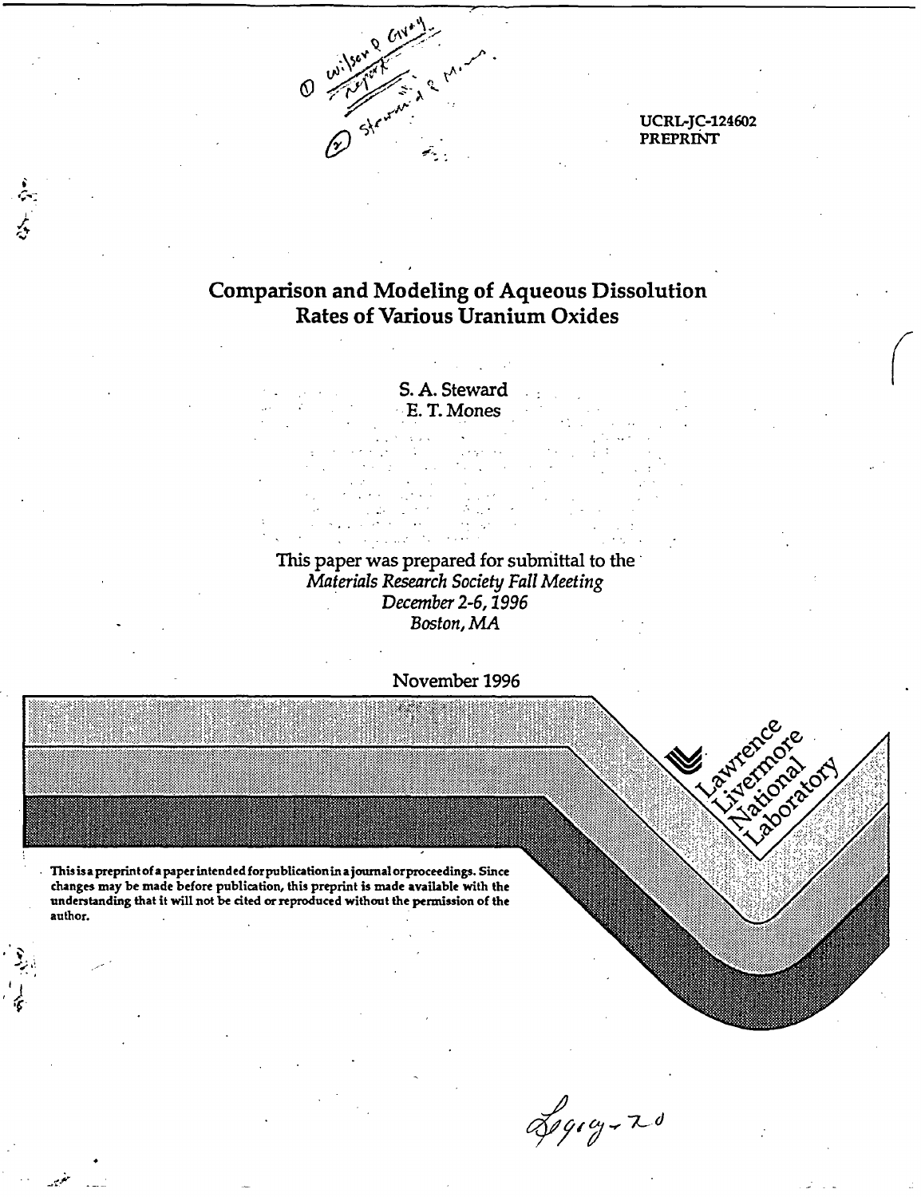UCRL-JC-124602
PREPRINT

# Comparison and Modeling of Aqueous Dissolution Rates of Various Uranium Oxides

S. A. Steward
E. T. Mones

This paper was prepared for submittal to the
*Materials Research Society Fall Meeting*
*December 2-6, 1996*
*Boston, MA*

November 1996

Lawrence Livermore National Laboratory

**This is a preprint of a paper intended for publication in a journal or proceedings. Since changes may be made before publication, this preprint is made available with the understanding that it will not be cited or reproduced without the permission of the author.**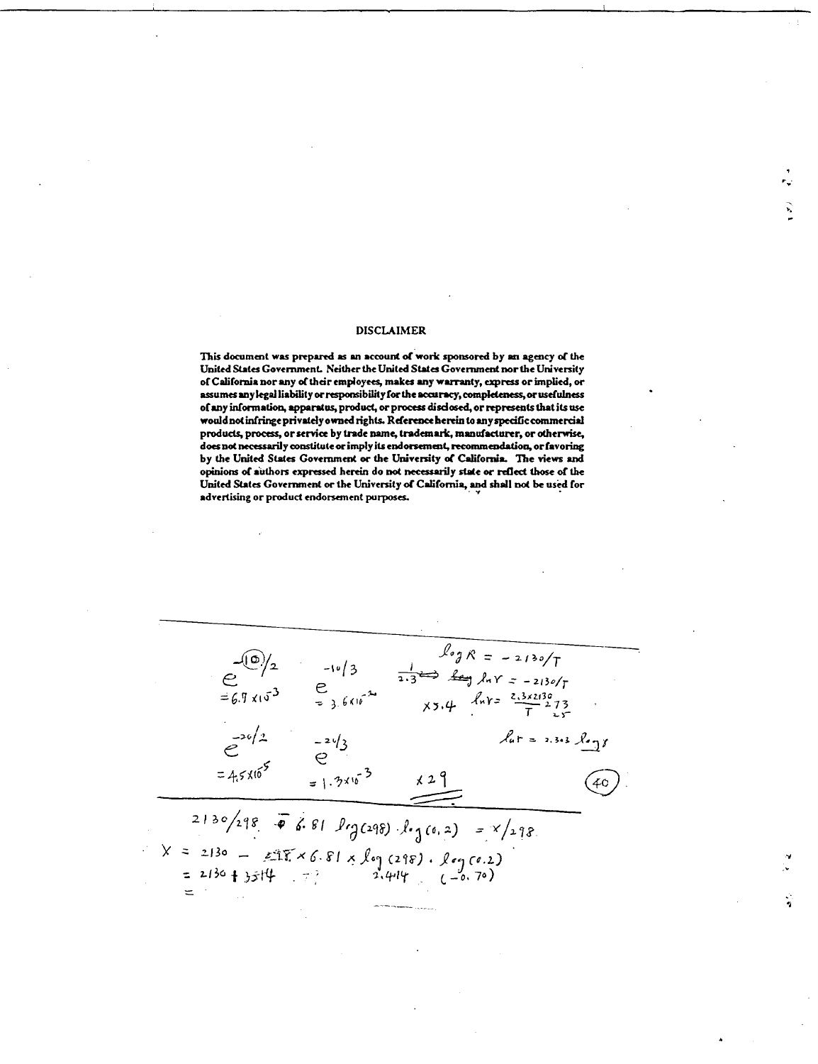## DISCLAIMER

**This document was prepared as an account of work sponsored by an agency of the United States Government. Neither the United States Government nor the University of California nor any of their employees, makes any warranty, express or implied, or assumes any legal liability or responsibility for the accuracy, completeness, or usefulness of any information, apparatus, product, or process disclosed, or represents that its use would not infringe privately owned rights. Reference herein to any specific commercial products, process, or service by trade name, trademark, manufacturer, or otherwise, does not necessarily constitute or imply its endorsement, recommendation, or favoring by the United States Government or the University of California. The views and opinions of authors expressed herein do not necessarily state or reflect those of the United States Government or the University of California, and shall not be used for advertising or product endorsement purposes.**

---

$e^{-10/2} = 6.7 \times 10^{-3}$ $\quad e^{-10/3} = 3.6 \times 10^{-2}$

$\log R = -2130/T$

$\frac{1}{2.3} \Rightarrow \ln r = -2130/T$

$\times 5.4 \quad \ln r = \frac{2.3 \times 2130}{T} \; 273$

$e^{-20/2} = 4.5 \times 10^{-5}$ $\quad e^{-20/3} = 1.3 \times 10^{-3}$ $\quad \times 29$

$\ln r = 2.303 \log r$

(40)

---

$2130/298 \; 6.81 \log(298) \cdot \log(0.2) = x/298$

$x = 2130 - 298 \times 6.81 \times \log(298) \cdot \log(0.2)$

$= 2130 + 3514 \quad 2.414 \quad (-0.70)$

$=$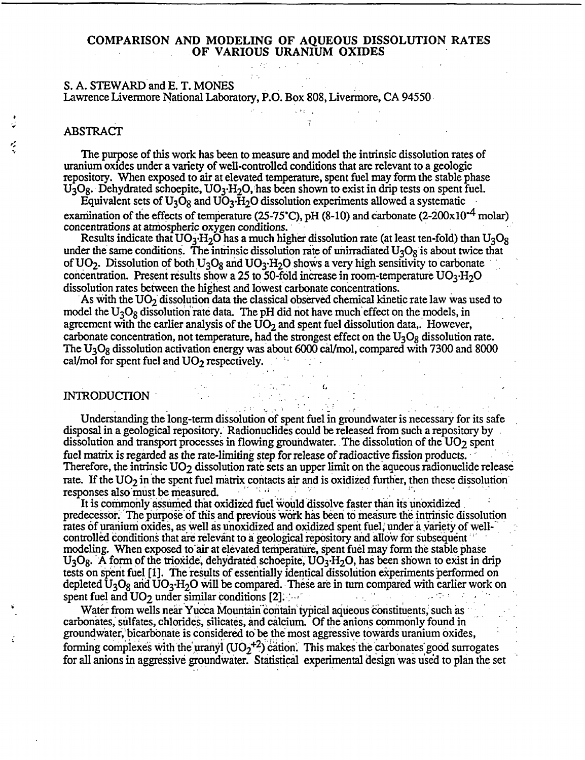# COMPARISON AND MODELING OF AQUEOUS DISSOLUTION RATES OF VARIOUS URANIUM OXIDES

S. A. STEWARD and E. T. MONES
Lawrence Livermore National Laboratory, P.O. Box 808, Livermore, CA 94550

## ABSTRACT

The purpose of this work has been to measure and model the intrinsic dissolution rates of uranium oxides under a variety of well-controlled conditions that are relevant to a geologic repository. When exposed to air at elevated temperature, spent fuel may form the stable phase $U_3O_8$. Dehydrated schoepite, $UO_3 \cdot H_2O$, has been shown to exist in drip tests on spent fuel.

Equivalent sets of $U_3O_8$ and $UO_3 \cdot H_2O$ dissolution experiments allowed a systematic examination of the effects of temperature (25-75°C), pH (8-10) and carbonate ($2\text{-}200 \times 10^{-4}$ molar) concentrations at atmospheric oxygen conditions.

Results indicate that $UO_3 \cdot H_2O$ has a much higher dissolution rate (at least ten-fold) than $U_3O_8$ under the same conditions. The intrinsic dissolution rate of unirradiated $U_3O_8$ is about twice that of $UO_2$. Dissolution of both $U_3O_8$ and $UO_3 \cdot H_2O$ shows a very high sensitivity to carbonate concentration. Present results show a 25 to 50-fold increase in room-temperature $UO_3 \cdot H_2O$ dissolution rates between the highest and lowest carbonate concentrations.

As with the $UO_2$ dissolution data the classical observed chemical kinetic rate law was used to model the $U_3O_8$ dissolution rate data. The pH did not have much effect on the models, in agreement with the earlier analysis of the $UO_2$ and spent fuel dissolution data,. However, carbonate concentration, not temperature, had the strongest effect on the $U_3O_8$ dissolution rate. The $U_3O_8$ dissolution activation energy was about 6000 cal/mol, compared with 7300 and 8000 cal/mol for spent fuel and $UO_2$ respectively.

## INTRODUCTION

Understanding the long-term dissolution of spent fuel in groundwater is necessary for its safe disposal in a geological repository. Radionuclides could be released from such a repository by dissolution and transport processes in flowing groundwater. The dissolution of the $UO_2$ spent fuel matrix is regarded as the rate-limiting step for release of radioactive fission products. Therefore, the intrinsic $UO_2$ dissolution rate sets an upper limit on the aqueous radionuclide release rate. If the $UO_2$ in the spent fuel matrix contacts air and is oxidized further, then these dissolution responses also must be measured.

It is commonly assumed that oxidized fuel would dissolve faster than its unoxidized predecessor. The purpose of this and previous work has been to measure the intrinsic dissolution rates of uranium oxides, as well as unoxidized and oxidized spent fuel, under a variety of well-controlled conditions that are relevant to a geological repository and allow for subsequent modeling. When exposed to air at elevated temperature, spent fuel may form the stable phase $U_3O_8$. A form of the trioxide, dehydrated schoepite, $UO_3 \cdot H_2O$, has been shown to exist in drip tests on spent fuel [1]. The results of essentially identical dissolution experiments performed on depleted $U_3O_8$ and $UO_3 \cdot H_2O$ will be compared. These are in turn compared with earlier work on spent fuel and $UO_2$ under similar conditions [2].

Water from wells near Yucca Mountain contain typical aqueous constituents, such as carbonates, sulfates, chlorides, silicates, and calcium. Of the anions commonly found in groundwater, bicarbonate is considered to be the most aggressive towards uranium oxides, forming complexes with the uranyl ($UO_2^{+2}$) cation. This makes the carbonates good surrogates for all anions in aggressive groundwater. Statistical experimental design was used to plan the set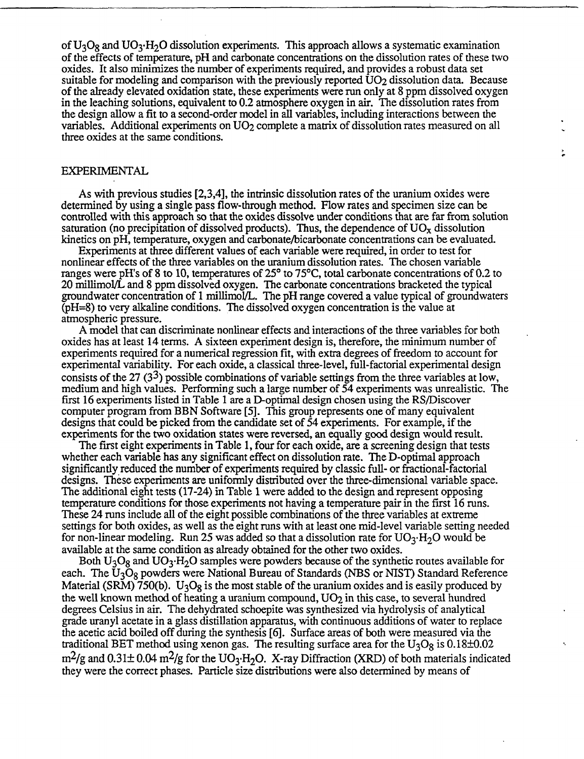of $U_3O_8$ and $UO_3{\cdot}H_2O$ dissolution experiments. This approach allows a systematic examination of the effects of temperature, pH and carbonate concentrations on the dissolution rates of these two oxides. It also minimizes the number of experiments required, and provides a robust data set suitable for modeling and comparison with the previously reported $UO_2$ dissolution data. Because of the already elevated oxidation state, these experiments were run only at 8 ppm dissolved oxygen in the leaching solutions, equivalent to 0.2 atmosphere oxygen in air. The dissolution rates from the design allow a fit to a second-order model in all variables, including interactions between the variables. Additional experiments on $UO_2$ complete a matrix of dissolution rates measured on all three oxides at the same conditions.

## EXPERIMENTAL

As with previous studies [2,3,4], the intrinsic dissolution rates of the uranium oxides were determined by using a single pass flow-through method. Flow rates and specimen size can be controlled with this approach so that the oxides dissolve under conditions that are far from solution saturation (no precipitation of dissolved products). Thus, the dependence of $UO_x$ dissolution kinetics on pH, temperature, oxygen and carbonate/bicarbonate concentrations can be evaluated.

Experiments at three different values of each variable were required, in order to test for nonlinear effects of the three variables on the uranium dissolution rates. The chosen variable ranges were pH's of 8 to 10, temperatures of 25° to 75°C, total carbonate concentrations of 0.2 to 20 millimol/L and 8 ppm dissolved oxygen. The carbonate concentrations bracketed the typical groundwater concentration of 1 millimol/L. The pH range covered a value typical of groundwaters (pH=8) to very alkaline conditions. The dissolved oxygen concentration is the value at atmospheric pressure.

A model that can discriminate nonlinear effects and interactions of the three variables for both oxides has at least 14 terms. A sixteen experiment design is, therefore, the minimum number of experiments required for a numerical regression fit, with extra degrees of freedom to account for experimental variability. For each oxide, a classical three-level, full-factorial experimental design consists of the 27 ($3^3$) possible combinations of variable settings from the three variables at low, medium and high values. Performing such a large number of 54 experiments was unrealistic. The first 16 experiments listed in Table 1 are a D-optimal design chosen using the RS/Discover computer program from BBN Software [5]. This group represents one of many equivalent designs that could be picked from the candidate set of 54 experiments. For example, if the experiments for the two oxidation states were reversed, an equally good design would result.

The first eight experiments in Table 1, four for each oxide, are a screening design that tests whether each variable has any significant effect on dissolution rate. The D-optimal approach significantly reduced the number of experiments required by classic full- or fractional-factorial designs. These experiments are uniformly distributed over the three-dimensional variable space. The additional eight tests (17-24) in Table 1 were added to the design and represent opposing temperature conditions for those experiments not having a temperature pair in the first 16 runs. These 24 runs include all of the eight possible combinations of the three variables at extreme settings for both oxides, as well as the eight runs with at least one mid-level variable setting needed for non-linear modeling. Run 25 was added so that a dissolution rate for $UO_3{\cdot}H_2O$ would be available at the same condition as already obtained for the other two oxides.

Both $U_3O_8$ and $UO_3{\cdot}H_2O$ samples were powders because of the synthetic routes available for each. The $U_3O_8$ powders were National Bureau of Standards (NBS or NIST) Standard Reference Material (SRM) 750(b). $U_3O_8$ is the most stable of the uranium oxides and is easily produced by the well known method of heating a uranium compound, $UO_2$ in this case, to several hundred degrees Celsius in air. The dehydrated schoepite was synthesized via hydrolysis of analytical grade uranyl acetate in a glass distillation apparatus, with continuous additions of water to replace the acetic acid boiled off during the synthesis [6]. Surface areas of both were measured via the traditional BET method using xenon gas. The resulting surface area for the $U_3O_8$ is 0.18±0.02 $m^2/g$ and 0.31± 0.04 $m^2/g$ for the $UO_3{\cdot}H_2O$. X-ray Diffraction (XRD) of both materials indicated they were the correct phases. Particle size distributions were also determined by means of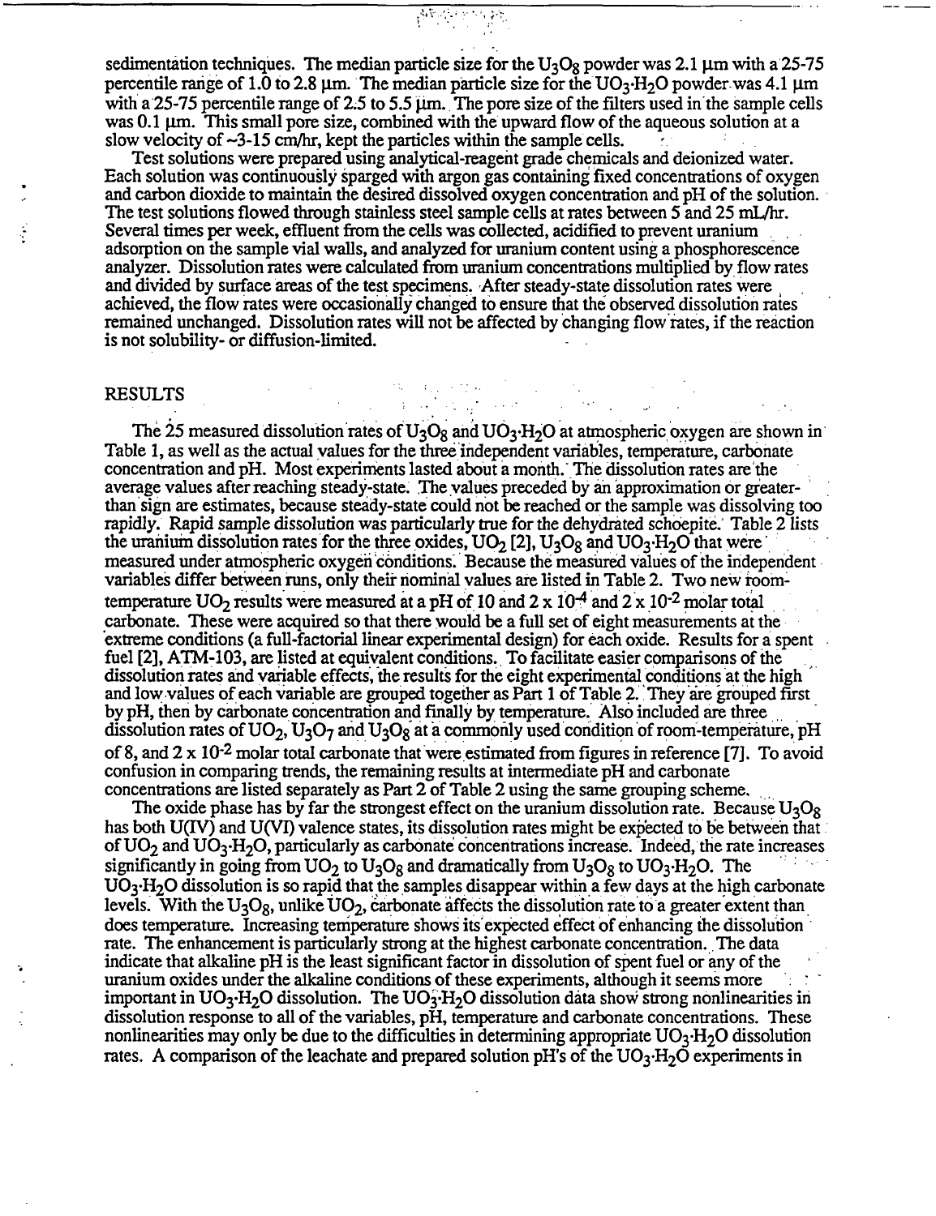sedimentation techniques. The median particle size for the $U_3O_8$ powder was 2.1 μm with a 25-75 percentile range of 1.0 to 2.8 μm. The median particle size for the $UO_3{\cdot}H_2O$ powder was 4.1 μm with a 25-75 percentile range of 2.5 to 5.5 μm. The pore size of the filters used in the sample cells was 0.1 μm. This small pore size, combined with the upward flow of the aqueous solution at a slow velocity of ~3-15 cm/hr, kept the particles within the sample cells.

Test solutions were prepared using analytical-reagent grade chemicals and deionized water. Each solution was continuously sparged with argon gas containing fixed concentrations of oxygen and carbon dioxide to maintain the desired dissolved oxygen concentration and pH of the solution. The test solutions flowed through stainless steel sample cells at rates between 5 and 25 mL/hr. Several times per week, effluent from the cells was collected, acidified to prevent uranium adsorption on the sample vial walls, and analyzed for uranium content using a phosphorescence analyzer. Dissolution rates were calculated from uranium concentrations multiplied by flow rates and divided by surface areas of the test specimens. After steady-state dissolution rates were achieved, the flow rates were occasionally changed to ensure that the observed dissolution rates remained unchanged. Dissolution rates will not be affected by changing flow rates, if the reaction is not solubility- or diffusion-limited.

## RESULTS

The 25 measured dissolution rates of $U_3O_8$ and $UO_3{\cdot}H_2O$ at atmospheric oxygen are shown in Table 1, as well as the actual values for the three independent variables, temperature, carbonate concentration and pH. Most experiments lasted about a month. The dissolution rates are the average values after reaching steady-state. The values preceded by an approximation or greater-than sign are estimates, because steady-state could not be reached or the sample was dissolving too rapidly. Rapid sample dissolution was particularly true for the dehydrated schoepite. Table 2 lists the uranium dissolution rates for the three oxides, $UO_2$ [2], $U_3O_8$ and $UO_3{\cdot}H_2O$ that were measured under atmospheric oxygen conditions. Because the measured values of the independent variables differ between runs, only their nominal values are listed in Table 2. Two new room-temperature $UO_2$ results were measured at a pH of 10 and $2 \times 10^{-4}$ and $2 \times 10^{-2}$ molar total carbonate. These were acquired so that there would be a full set of eight measurements at the extreme conditions (a full-factorial linear experimental design) for each oxide. Results for a spent fuel [2], ATM-103, are listed at equivalent conditions. To facilitate easier comparisons of the dissolution rates and variable effects, the results for the eight experimental conditions at the high and low values of each variable are grouped together as Part 1 of Table 2. They are grouped first by pH, then by carbonate concentration and finally by temperature. Also included are three dissolution rates of $UO_2$, $U_3O_7$ and $U_3O_8$ at a commonly used condition of room-temperature, pH of 8, and $2 \times 10^{-2}$ molar total carbonate that were estimated from figures in reference [7]. To avoid confusion in comparing trends, the remaining results at intermediate pH and carbonate concentrations are listed separately as Part 2 of Table 2 using the same grouping scheme.

The oxide phase has by far the strongest effect on the uranium dissolution rate. Because $U_3O_8$ has both U(IV) and U(VI) valence states, its dissolution rates might be expected to be between that of $UO_2$ and $UO_3{\cdot}H_2O$, particularly as carbonate concentrations increase. Indeed, the rate increases significantly in going from $UO_2$ to $U_3O_8$ and dramatically from $U_3O_8$ to $UO_3{\cdot}H_2O$. The $UO_3{\cdot}H_2O$ dissolution is so rapid that the samples disappear within a few days at the high carbonate levels. With the $U_3O_8$, unlike $UO_2$, carbonate affects the dissolution rate to a greater extent than does temperature. Increasing temperature shows its expected effect of enhancing the dissolution rate. The enhancement is particularly strong at the highest carbonate concentration. The data indicate that alkaline pH is the least significant factor in dissolution of spent fuel or any of the uranium oxides under the alkaline conditions of these experiments, although it seems more important in $UO_3{\cdot}H_2O$ dissolution. The $UO_3{\cdot}H_2O$ dissolution data show strong nonlinearities in dissolution response to all of the variables, pH, temperature and carbonate concentrations. These nonlinearities may only be due to the difficulties in determining appropriate $UO_3{\cdot}H_2O$ dissolution rates. A comparison of the leachate and prepared solution pH's of the $UO_3{\cdot}H_2O$ experiments in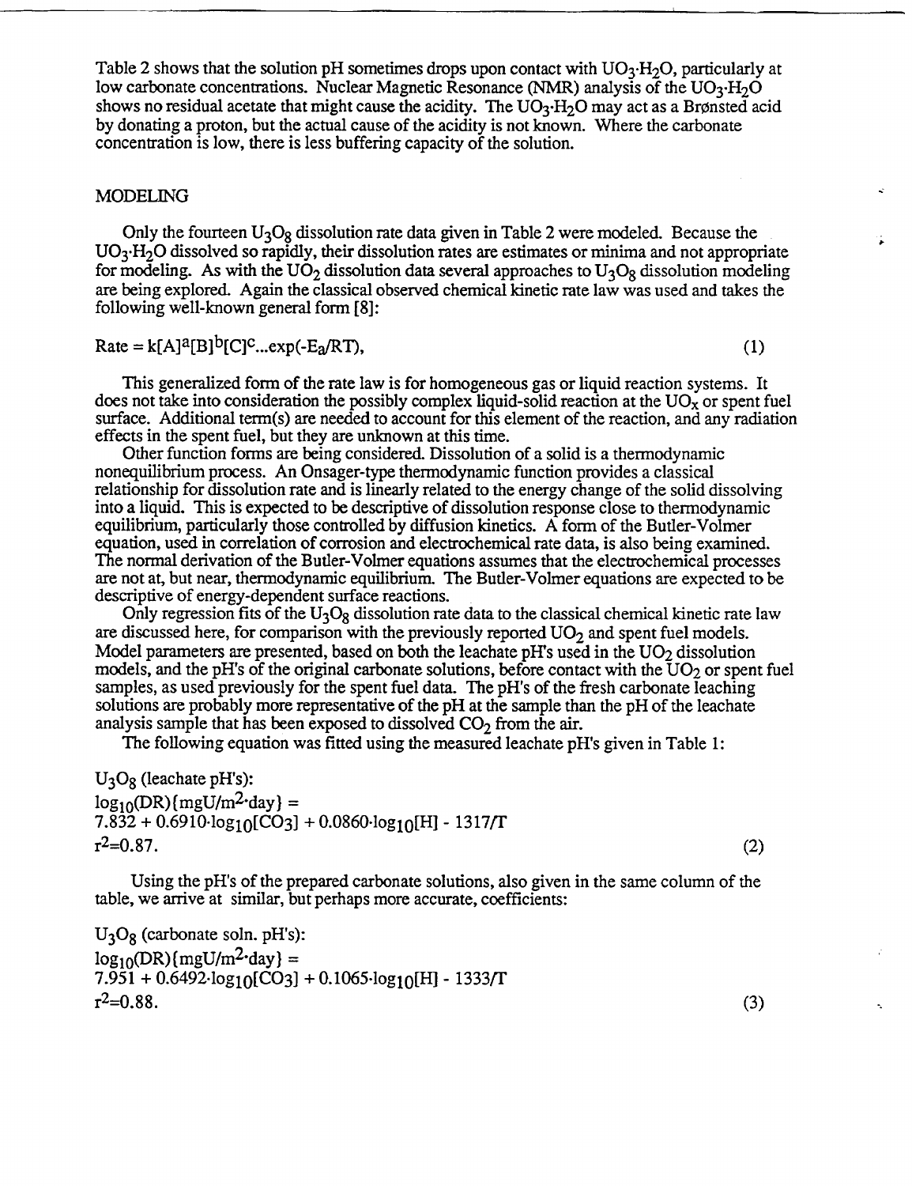Table 2 shows that the solution pH sometimes drops upon contact with $UO_3 \cdot H_2O$, particularly at low carbonate concentrations. Nuclear Magnetic Resonance (NMR) analysis of the $UO_3 \cdot H_2O$ shows no residual acetate that might cause the acidity. The $UO_3 \cdot H_2O$ may act as a Brønsted acid by donating a proton, but the actual cause of the acidity is not known. Where the carbonate concentration is low, there is less buffering capacity of the solution.

## MODELING

Only the fourteen $U_3O_8$ dissolution rate data given in Table 2 were modeled. Because the $UO_3 \cdot H_2O$ dissolved so rapidly, their dissolution rates are estimates or minima and not appropriate for modeling. As with the $UO_2$ dissolution data several approaches to $U_3O_8$ dissolution modeling are being explored. Again the classical observed chemical kinetic rate law was used and takes the following well-known general form [8]:

$$\text{Rate} = k[A]^a[B]^b[C]^c \ldots \exp(-E_a/RT), \tag{1}$$

This generalized form of the rate law is for homogeneous gas or liquid reaction systems. It does not take into consideration the possibly complex liquid-solid reaction at the $UO_x$ or spent fuel surface. Additional term(s) are needed to account for this element of the reaction, and any radiation effects in the spent fuel, but they are unknown at this time.

Other function forms are being considered. Dissolution of a solid is a thermodynamic nonequilibrium process. An Onsager-type thermodynamic function provides a classical relationship for dissolution rate and is linearly related to the energy change of the solid dissolving into a liquid. This is expected to be descriptive of dissolution response close to thermodynamic equilibrium, particularly those controlled by diffusion kinetics. A form of the Butler-Volmer equation, used in correlation of corrosion and electrochemical rate data, is also being examined. The normal derivation of the Butler-Volmer equations assumes that the electrochemical processes are not at, but near, thermodynamic equilibrium. The Butler-Volmer equations are expected to be descriptive of energy-dependent surface reactions.

Only regression fits of the $U_3O_8$ dissolution rate data to the classical chemical kinetic rate law are discussed here, for comparison with the previously reported $UO_2$ and spent fuel models. Model parameters are presented, based on both the leachate pH's used in the $UO_2$ dissolution models, and the pH's of the original carbonate solutions, before contact with the $UO_2$ or spent fuel samples, as used previously for the spent fuel data. The pH's of the fresh carbonate leaching solutions are probably more representative of the pH at the sample than the pH of the leachate analysis sample that has been exposed to dissolved $CO_2$ from the air.

The following equation was fitted using the measured leachate pH's given in Table 1:

$U_3O_8$ (leachate pH's):

$$\log_{10}(\text{DR})\{\text{mgU/m}^2\cdot\text{day}\} = 7.832 + 0.6910 \cdot \log_{10}[CO_3] + 0.0860 \cdot \log_{10}[H] - 1317/T$$

$$r^2 = 0.87. \tag{2}$$

Using the pH's of the prepared carbonate solutions, also given in the same column of the table, we arrive at similar, but perhaps more accurate, coefficients:

$U_3O_8$ (carbonate soln. pH's):

$$\log_{10}(\text{DR})\{\text{mgU/m}^2\cdot\text{day}\} = 7.951 + 0.6492 \cdot \log_{10}[CO_3] + 0.1065 \cdot \log_{10}[H] - 1333/T$$

$$r^2 = 0.88. \tag{3}$$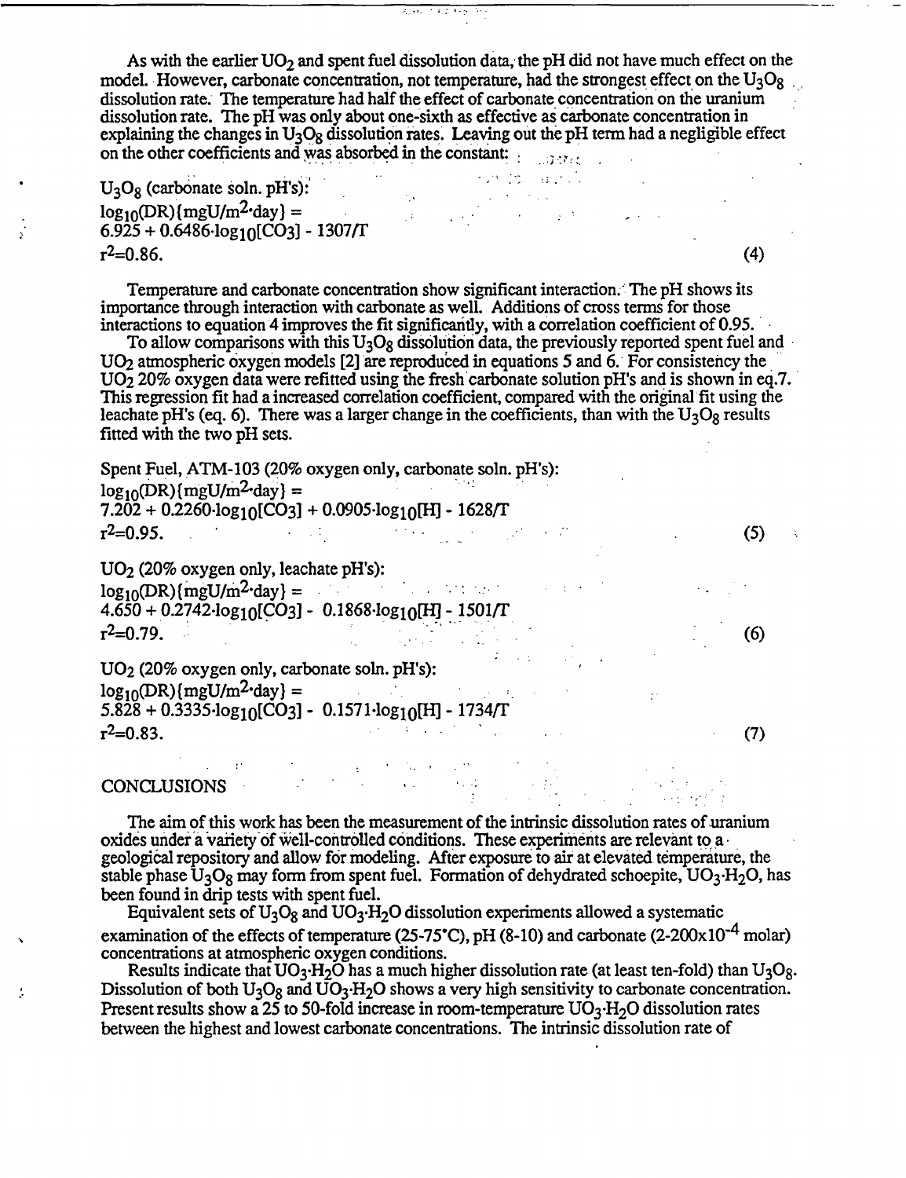As with the earlier $UO_2$ and spent fuel dissolution data, the pH did not have much effect on the model. However, carbonate concentration, not temperature, had the strongest effect on the $U_3O_8$ dissolution rate. The temperature had half the effect of carbonate concentration on the uranium dissolution rate. The pH was only about one-sixth as effective as carbonate concentration in explaining the changes in $U_3O_8$ dissolution rates. Leaving out the pH term had a negligible effect on the other coefficients and was absorbed in the constant:

$U_3O_8$ (carbonate soln. pH's):

$$\log_{10}(DR)\{mgU/m^2\cdot day\} = 6.925 + 0.6486\cdot\log_{10}[CO_3] - 1307/T \qquad (4)$$

$r^2=0.86.$

Temperature and carbonate concentration show significant interaction. The pH shows its importance through interaction with carbonate as well. Additions of cross terms for those interactions to equation 4 improves the fit significantly, with a correlation coefficient of 0.95.

To allow comparisons with this $U_3O_8$ dissolution data, the previously reported spent fuel and $UO_2$ atmospheric oxygen models [2] are reproduced in equations 5 and 6. For consistency the $UO_2$ 20% oxygen data were refitted using the fresh carbonate solution pH's and is shown in eq.7. This regression fit had a increased correlation coefficient, compared with the original fit using the leachate pH's (eq. 6). There was a larger change in the coefficients, than with the $U_3O_8$ results fitted with the two pH sets.

Spent Fuel, ATM-103 (20% oxygen only, carbonate soln. pH's):

$$\log_{10}(DR)\{mgU/m^2\cdot day\} = 7.202 + 0.2260\cdot\log_{10}[CO_3] + 0.0905\cdot\log_{10}[H] - 1628/T \qquad (5)$$

$r^2=0.95.$

$UO_2$ (20% oxygen only, leachate pH's):

$$\log_{10}(DR)\{mgU/m^2\cdot day\} = 4.650 + 0.2742\cdot\log_{10}[CO_3] - 0.1868\cdot\log_{10}[H] - 1501/T \qquad (6)$$

$r^2=0.79.$

$UO_2$ (20% oxygen only, carbonate soln. pH's):

$$\log_{10}(DR)\{mgU/m^2\cdot day\} = 5.828 + 0.3335\cdot\log_{10}[CO_3] - 0.1571\cdot\log_{10}[H] - 1734/T \qquad (7)$$

$r^2=0.83.$

## CONCLUSIONS

The aim of this work has been the measurement of the intrinsic dissolution rates of uranium oxides under a variety of well-controlled conditions. These experiments are relevant to a geological repository and allow for modeling. After exposure to air at elevated temperature, the stable phase $U_3O_8$ may form from spent fuel. Formation of dehydrated schoepite, $UO_3\cdot H_2O$, has been found in drip tests with spent fuel.

Equivalent sets of $U_3O_8$ and $UO_3\cdot H_2O$ dissolution experiments allowed a systematic examination of the effects of temperature (25-75°C), pH (8-10) and carbonate ($2\text{-}200\times10^{-4}$ molar) concentrations at atmospheric oxygen conditions.

Results indicate that $UO_3\cdot H_2O$ has a much higher dissolution rate (at least ten-fold) than $U_3O_8$. Dissolution of both $U_3O_8$ and $UO_3\cdot H_2O$ shows a very high sensitivity to carbonate concentration. Present results show a 25 to 50-fold increase in room-temperature $UO_3\cdot H_2O$ dissolution rates between the highest and lowest carbonate concentrations. The intrinsic dissolution rate of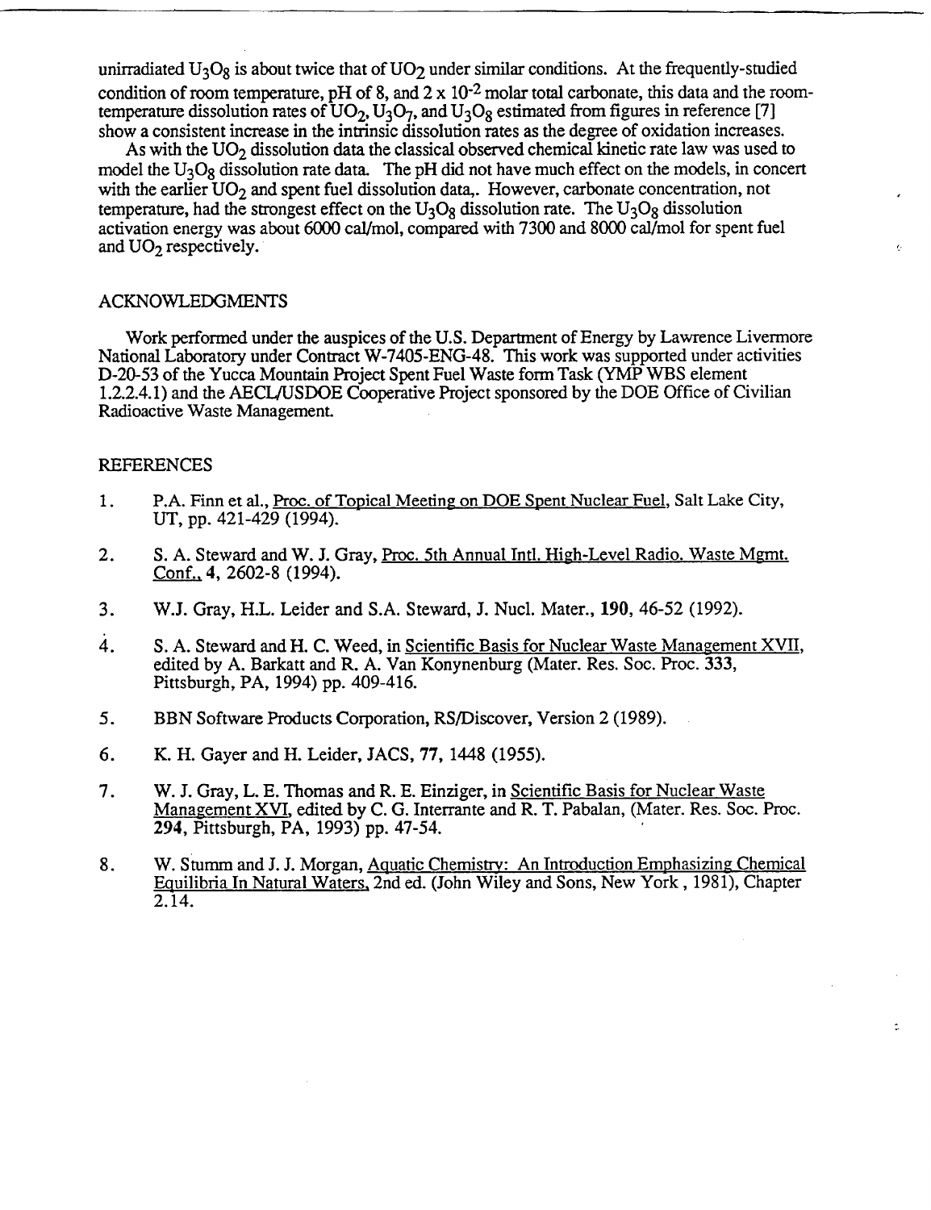unirradiated $U_3O_8$ is about twice that of $UO_2$ under similar conditions. At the frequently-studied condition of room temperature, pH of 8, and $2 \times 10^{-2}$ molar total carbonate, this data and the room-temperature dissolution rates of $UO_2$, $U_3O_7$, and $U_3O_8$ estimated from figures in reference [7] show a consistent increase in the intrinsic dissolution rates as the degree of oxidation increases.

As with the $UO_2$ dissolution data the classical observed chemical kinetic rate law was used to model the $U_3O_8$ dissolution rate data. The pH did not have much effect on the models, in concert with the earlier $UO_2$ and spent fuel dissolution data,. However, carbonate concentration, not temperature, had the strongest effect on the $U_3O_8$ dissolution rate. The $U_3O_8$ dissolution activation energy was about 6000 cal/mol, compared with 7300 and 8000 cal/mol for spent fuel and $UO_2$ respectively.

## ACKNOWLEDGMENTS

Work performed under the auspices of the U.S. Department of Energy by Lawrence Livermore National Laboratory under Contract W-7405-ENG-48. This work was supported under activities D-20-53 of the Yucca Mountain Project Spent Fuel Waste form Task (YMP WBS element 1.2.2.4.1) and the AECL/USDOE Cooperative Project sponsored by the DOE Office of Civilian Radioactive Waste Management.

## REFERENCES

1. P.A. Finn et al., Proc. of Topical Meeting on DOE Spent Nuclear Fuel, Salt Lake City, UT, pp. 421-429 (1994).
2. S. A. Steward and W. J. Gray, Proc. 5th Annual Intl. High-Level Radio. Waste Mgmt. Conf., **4**, 2602-8 (1994).
3. W.J. Gray, H.L. Leider and S.A. Steward, J. Nucl. Mater., **190**, 46-52 (1992).
4. S. A. Steward and H. C. Weed, in Scientific Basis for Nuclear Waste Management XVII, edited by A. Barkatt and R. A. Van Konynenburg (Mater. Res. Soc. Proc. **333**, Pittsburgh, PA, 1994) pp. 409-416.
5. BBN Software Products Corporation, RS/Discover, Version 2 (1989).
6. K. H. Gayer and H. Leider, JACS, **77**, 1448 (1955).
7. W. J. Gray, L. E. Thomas and R. E. Einziger, in Scientific Basis for Nuclear Waste Management XVI, edited by C. G. Interrante and R. T. Pabalan, (Mater. Res. Soc. Proc. **294**, Pittsburgh, PA, 1993) pp. 47-54.
8. W. Stumm and J. J. Morgan, Aquatic Chemistry: An Introduction Emphasizing Chemical Equilibria In Natural Waters, 2nd ed. (John Wiley and Sons, New York , 1981), Chapter 2.14.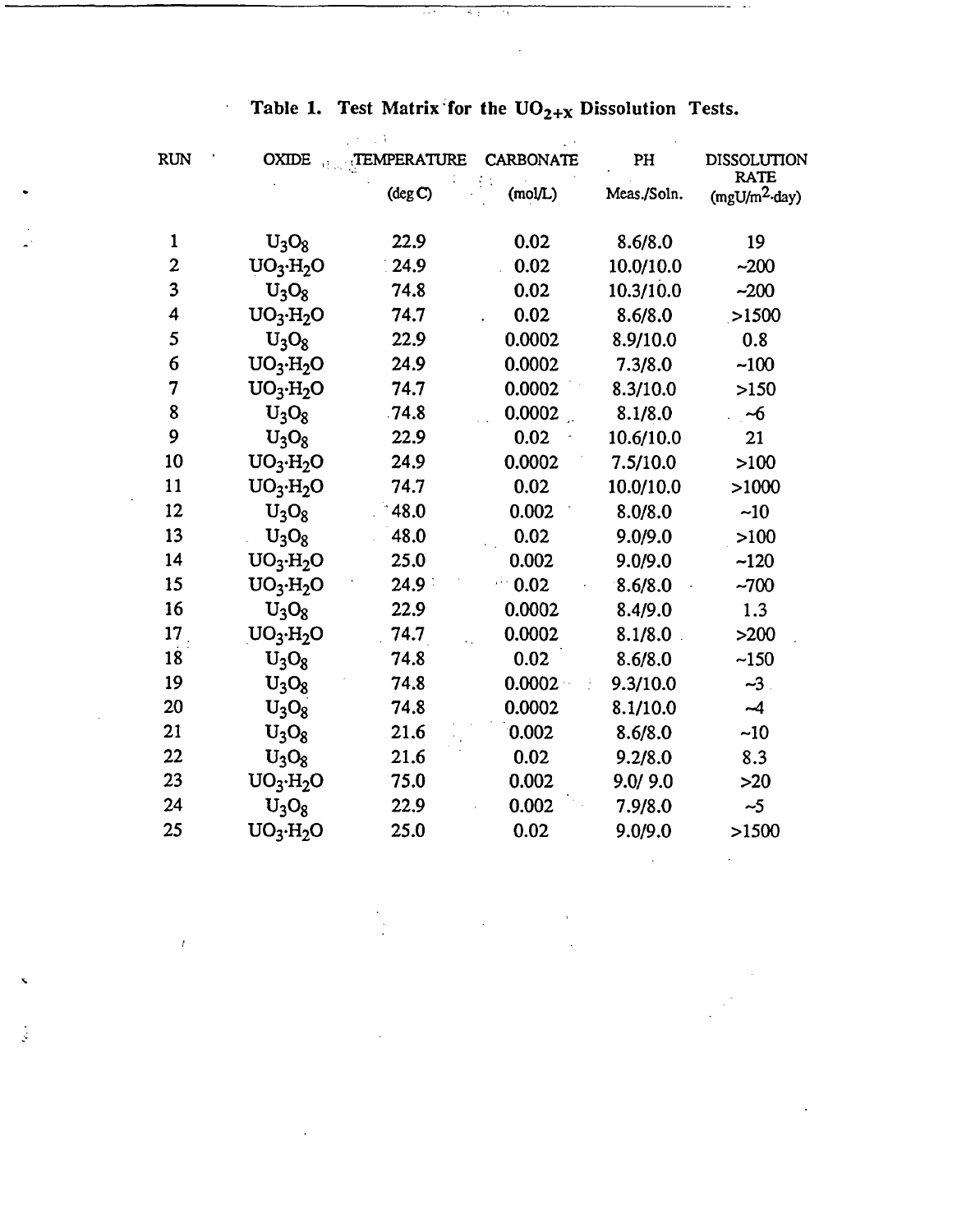**Table 1. Test Matrix for the $UO_{2+X}$ Dissolution Tests.**

| RUN | OXIDE | TEMPERATURE (deg C) | CARBONATE (mol/L) | PH Meas./Soln. | DISSOLUTION RATE (mgU/m$^2$·day) |
|---|---|---|---|---|---|
| 1 | $U_3O_8$ | 22.9 | 0.02 | 8.6/8.0 | 19 |
| 2 | $UO_3 \cdot H_2O$ | 24.9 | 0.02 | 10.0/10.0 | ~200 |
| 3 | $U_3O_8$ | 74.8 | 0.02 | 10.3/10.0 | ~200 |
| 4 | $UO_3 \cdot H_2O$ | 74.7 | 0.02 | 8.6/8.0 | >1500 |
| 5 | $U_3O_8$ | 22.9 | 0.0002 | 8.9/10.0 | 0.8 |
| 6 | $UO_3 \cdot H_2O$ | 24.9 | 0.0002 | 7.3/8.0 | ~100 |
| 7 | $UO_3 \cdot H_2O$ | 74.7 | 0.0002 | 8.3/10.0 | >150 |
| 8 | $U_3O_8$ | 74.8 | 0.0002 | 8.1/8.0 | ~6 |
| 9 | $U_3O_8$ | 22.9 | 0.02 | 10.6/10.0 | 21 |
| 10 | $UO_3 \cdot H_2O$ | 24.9 | 0.0002 | 7.5/10.0 | >100 |
| 11 | $UO_3 \cdot H_2O$ | 74.7 | 0.02 | 10.0/10.0 | >1000 |
| 12 | $U_3O_8$ | 48.0 | 0.002 | 8.0/8.0 | ~10 |
| 13 | $U_3O_8$ | 48.0 | 0.02 | 9.0/9.0 | >100 |
| 14 | $UO_3 \cdot H_2O$ | 25.0 | 0.002 | 9.0/9.0 | ~120 |
| 15 | $UO_3 \cdot H_2O$ | 24.9 | 0.02 | 8.6/8.0 | ~700 |
| 16 | $U_3O_8$ | 22.9 | 0.0002 | 8.4/9.0 | 1.3 |
| 17 | $UO_3 \cdot H_2O$ | 74.7 | 0.0002 | 8.1/8.0 | >200 |
| 18 | $U_3O_8$ | 74.8 | 0.02 | 8.6/8.0 | ~150 |
| 19 | $U_3O_8$ | 74.8 | 0.0002 | 9.3/10.0 | ~3 |
| 20 | $U_3O_8$ | 74.8 | 0.0002 | 8.1/10.0 | ~4 |
| 21 | $U_3O_8$ | 21.6 | 0.002 | 8.6/8.0 | ~10 |
| 22 | $U_3O_8$ | 21.6 | 0.02 | 9.2/8.0 | 8.3 |
| 23 | $UO_3 \cdot H_2O$ | 75.0 | 0.002 | 9.0/ 9.0 | >20 |
| 24 | $U_3O_8$ | 22.9 | 0.002 | 7.9/8.0 | ~5 |
| 25 | $UO_3 \cdot H_2O$ | 25.0 | 0.02 | 9.0/9.0 | >1500 |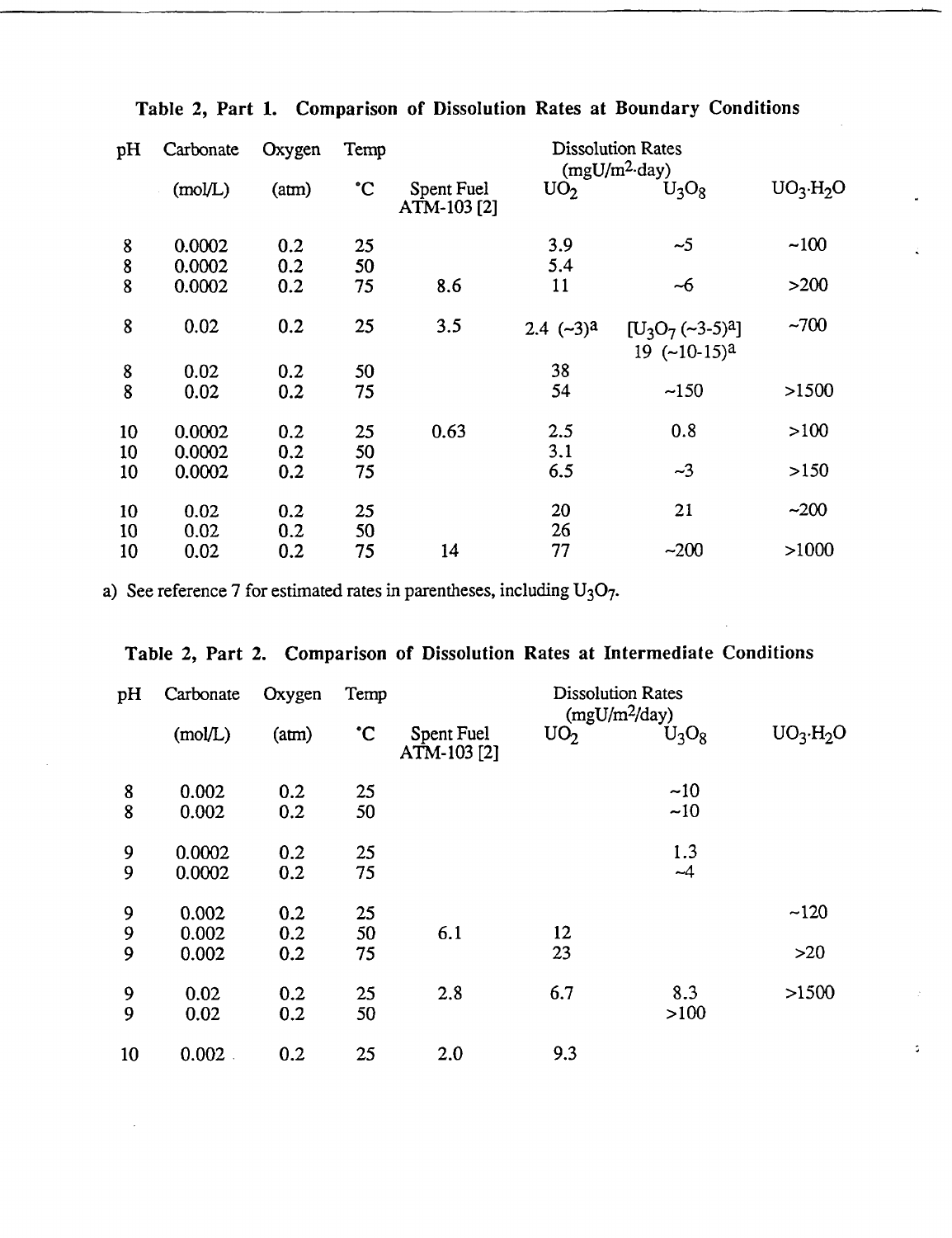**Table 2, Part 1. Comparison of Dissolution Rates at Boundary Conditions**

| pH | Carbonate (mol/L) | Oxygen (atm) | Temp °C | Dissolution Rates (mgU/$m^2$·day) Spent Fuel ATM-103 [2] | $UO_2$ | $U_3O_8$ | $UO_3 \cdot H_2O$ |
|---|---|---|---|---|---|---|---|
| 8 | 0.0002 | 0.2 | 25 | | 3.9 | ~5 | ~100 |
| 8 | 0.0002 | 0.2 | 50 | | 5.4 | | |
| 8 | 0.0002 | 0.2 | 75 | 8.6 | 11 | ~6 | >200 |
| 8 | 0.02 | 0.2 | 25 | 3.5 | 2.4 (~3)[a] | [$U_3O_7$ (~3-5)[a]] 19 (~10-15)[a] | ~700 |
| 8 | 0.02 | 0.2 | 50 | | 38 | | |
| 8 | 0.02 | 0.2 | 75 | | 54 | ~150 | >1500 |
| 10 | 0.0002 | 0.2 | 25 | 0.63 | 2.5 | 0.8 | >100 |
| 10 | 0.0002 | 0.2 | 50 | | 3.1 | | |
| 10 | 0.0002 | 0.2 | 75 | | 6.5 | ~3 | >150 |
| 10 | 0.02 | 0.2 | 25 | | 20 | 21 | ~200 |
| 10 | 0.02 | 0.2 | 50 | | 26 | | |
| 10 | 0.02 | 0.2 | 75 | 14 | 77 | ~200 | >1000 |

a) See reference 7 for estimated rates in parentheses, including $U_3O_7$.

**Table 2, Part 2. Comparison of Dissolution Rates at Intermediate Conditions**

| pH | Carbonate (mol/L) | Oxygen (atm) | Temp °C | Dissolution Rates (mgU/$m^2$/day) Spent Fuel ATM-103 [2] | $UO_2$ | $U_3O_8$ | $UO_3 \cdot H_2O$ |
|---|---|---|---|---|---|---|---|
| 8 | 0.002 | 0.2 | 25 | | | ~10 | |
| 8 | 0.002 | 0.2 | 50 | | | ~10 | |
| 9 | 0.0002 | 0.2 | 25 | | | 1.3 | |
| 9 | 0.0002 | 0.2 | 75 | | | ~4 | |
| 9 | 0.002 | 0.2 | 25 | | | | ~120 |
| 9 | 0.002 | 0.2 | 50 | 6.1 | 12 | | |
| 9 | 0.002 | 0.2 | 75 | | 23 | | >20 |
| 9 | 0.02 | 0.2 | 25 | 2.8 | 6.7 | 8.3 | >1500 |
| 9 | 0.02 | 0.2 | 50 | | | >100 | |
| 10 | 0.002 | 0.2 | 25 | 2.0 | 9.3 | | |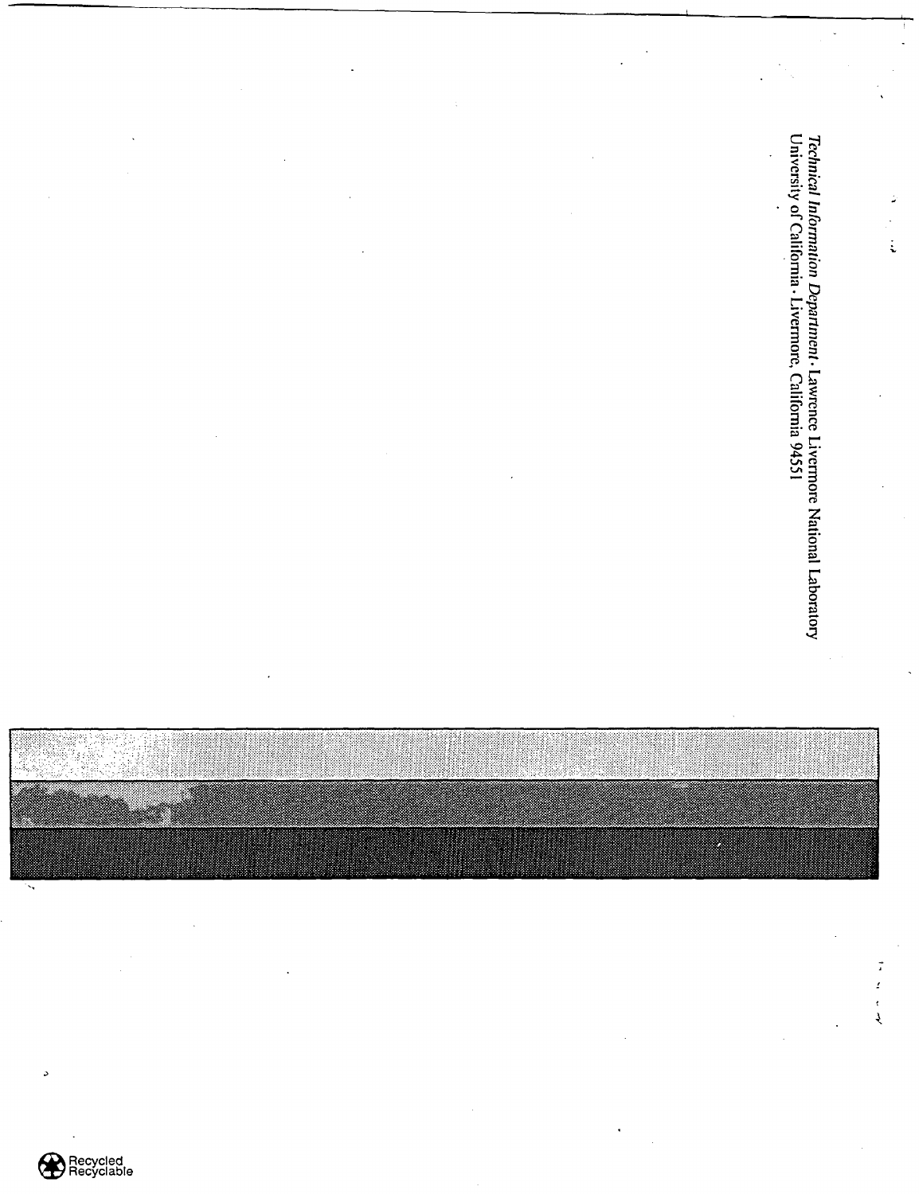*Technical Information Department* · Lawrence Livermore National Laboratory
University of California · Livermore, California 94551

Recycled
Recyclable